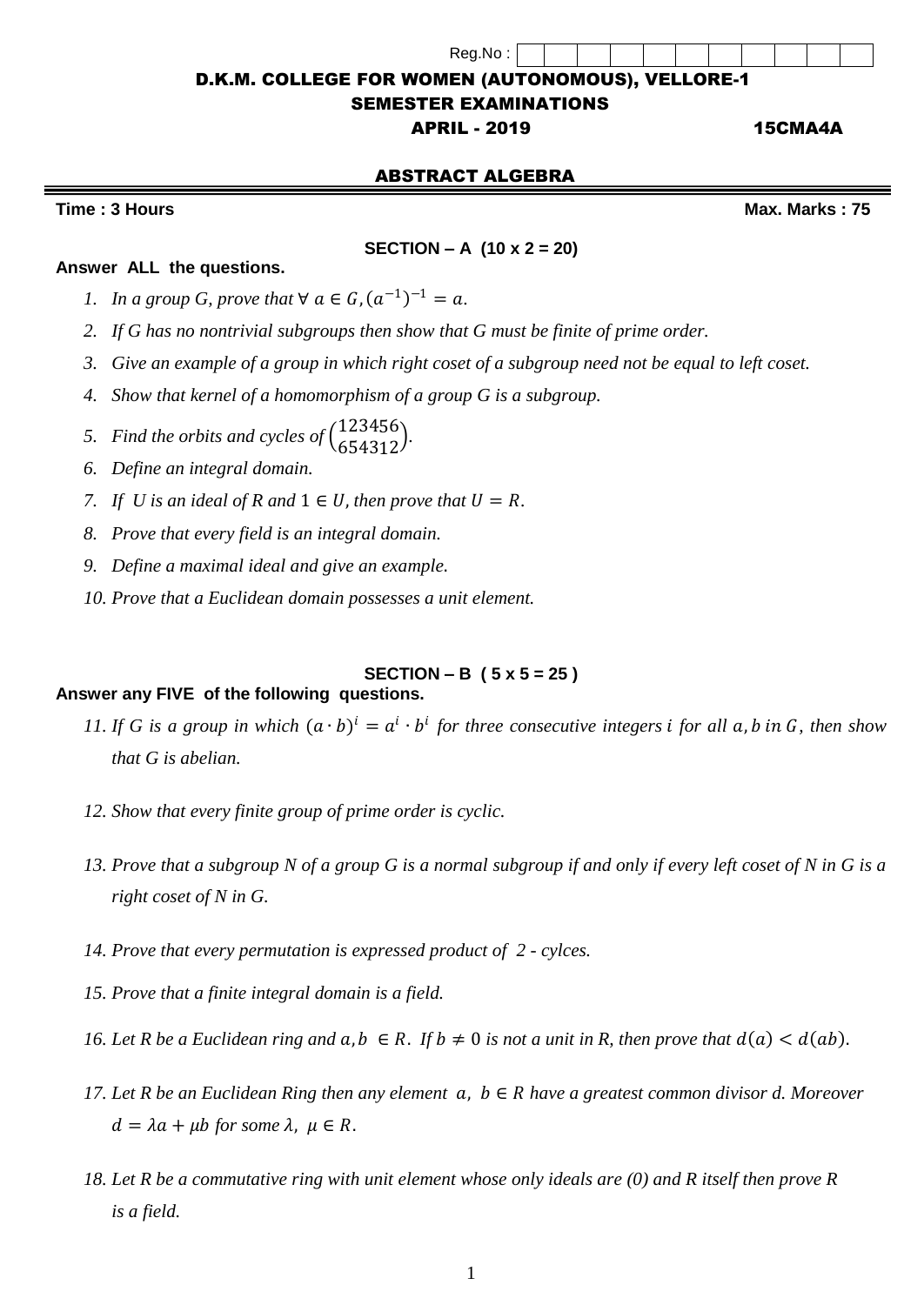Reg.No :

# D.K.M. COLLEGE FOR WOMEN (AUTONOMOUS), VELLORE-1

## SEMESTER EXAMINATIONS

**APRIL - 2019** **15CMA4A**

## ABSTRACT ALGEBRA

**Time : 3 Hours** **Max. Marks : 75**

### SECTION – A (10 x 2 = 20)

**Answer ALL the questions.**

1. *In a group G, prove that* $\forall\ a \in G, (a^{-1})^{-1} = a$.
2. *If G has no nontrivial subgroups then show that G must be finite of prime order.*
3. *Give an example of a group in which right coset of a subgroup need not be equal to left coset.*
4. *Show that kernel of a homomorphism of a group G is a subgroup.*
5. *Find the orbits and cycles of* $\begin{pmatrix} 123456 \\ 654312 \end{pmatrix}$.
6. *Define an integral domain.*
7. *If U is an ideal of R and* $1 \in U$, *then prove that* $U = R$.
8. *Prove that every field is an integral domain.*
9. *Define a maximal ideal and give an example.*
10. *Prove that a Euclidean domain possesses a unit element.*

### SECTION – B ( 5 x 5 = 25 )

**Answer any FIVE of the following questions.**

11. *If G is a group in which* $(a \cdot b)^i = a^i \cdot b^i$ *for three consecutive integers* $i$ *for all* $a, b$ *in* $G$, *then show that G is abelian.*
12. *Show that every finite group of prime order is cyclic.*
13. *Prove that a subgroup N of a group G is a normal subgroup if and only if every left coset of N in G is a right coset of N in G.*
14. *Prove that every permutation is expressed product of 2 - cylces.*
15. *Prove that a finite integral domain is a field.*
16. *Let R be a Euclidean ring and* $a, b \in R$. *If* $b \neq 0$ *is not a unit in R, then prove that* $d(a) < d(ab)$.
17. *Let R be an Euclidean Ring then any element* $a,\ b \in R$ *have a greatest common divisor d. Moreover* $d = \lambda a + \mu b$ *for some* $\lambda,\ \mu \in R$.
18. *Let R be a commutative ring with unit element whose only ideals are (0) and R itself then prove R is a field.*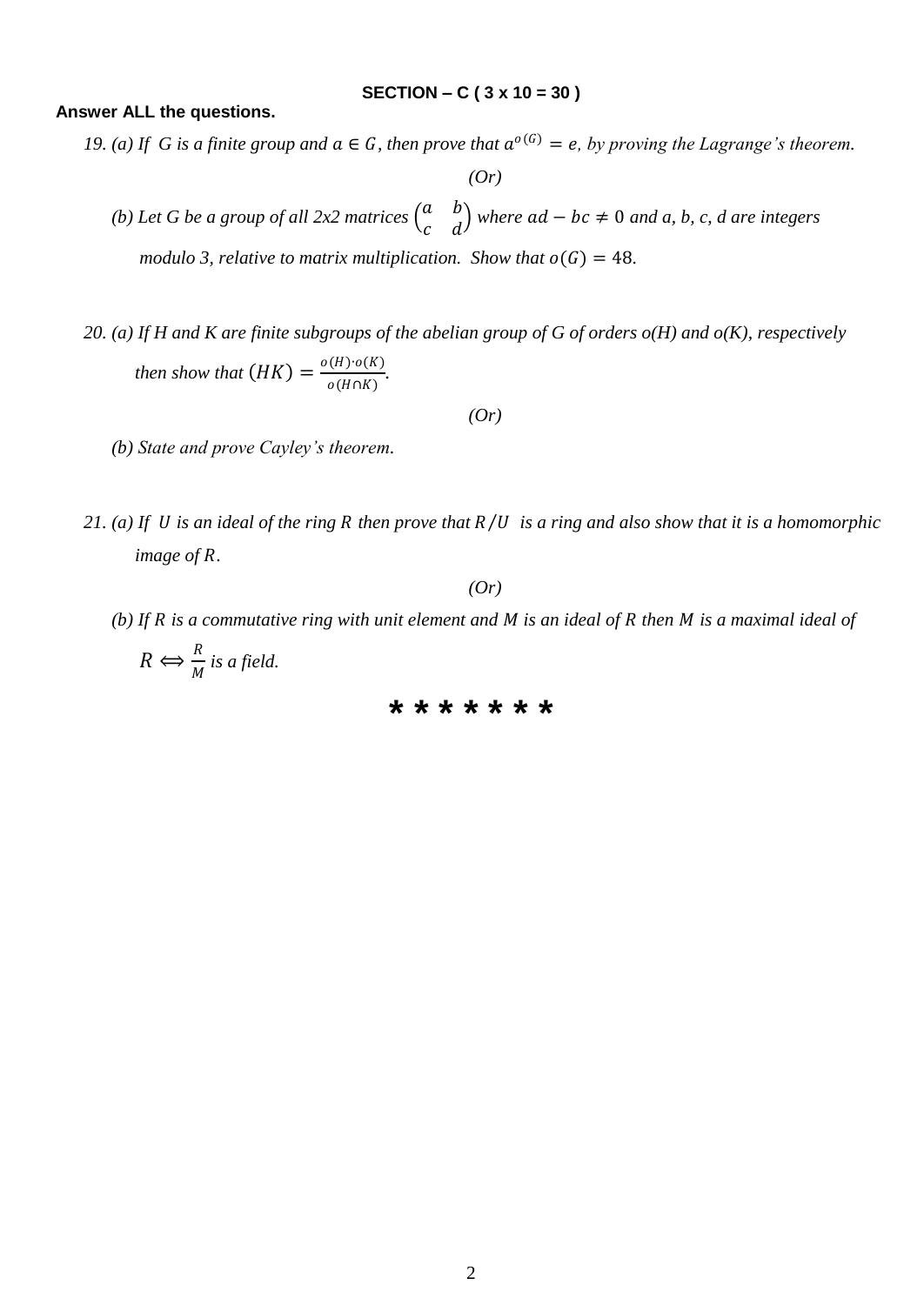**SECTION – C ( 3 x 10 = 30 )**

**Answer ALL the questions.**

19. (a) *If $G$ is a finite group and $a \in G$, then prove that $a^{o(G)} = e$, by proving the Lagrange's theorem.*

*(Or)*

(b) *Let G be a group of all 2x2 matrices $\begin{pmatrix} a & b \\ c & d \end{pmatrix}$ where $ad - bc \neq 0$ and a, b, c, d are integers modulo 3, relative to matrix multiplication. Show that $o(G) = 48$.*

20. (a) *If H and K are finite subgroups of the abelian group of G of orders o(H) and o(K), respectively then show that $(HK) = \frac{o(H) \cdot o(K)}{o(H \cap K)}$.*

*(Or)*

(b) *State and prove Cayley's theorem.*

21. (a) *If $U$ is an ideal of the ring $R$ then prove that $R/U$ is a ring and also show that it is a homomorphic image of $R$.*

*(Or)*

(b) *If $R$ is a commutative ring with unit element and $M$ is an ideal of $R$ then $M$ is a maximal ideal of $R \Leftrightarrow \frac{R}{M}$ is a field.*

\* \* \* \* \* \* \*